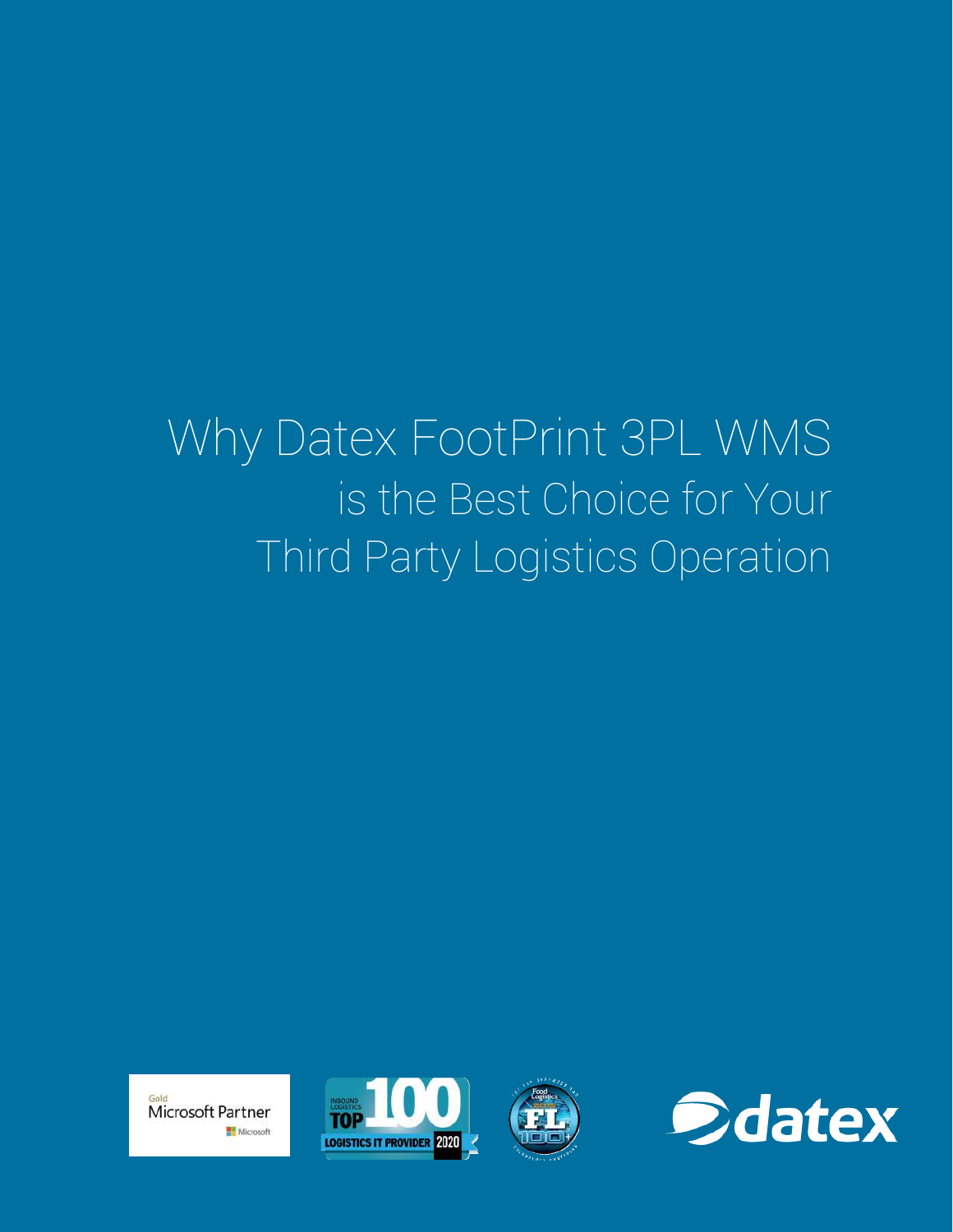# Why Datex FootPrint 3PL WMS is the Best Choice for Your Third Party Logistics Operation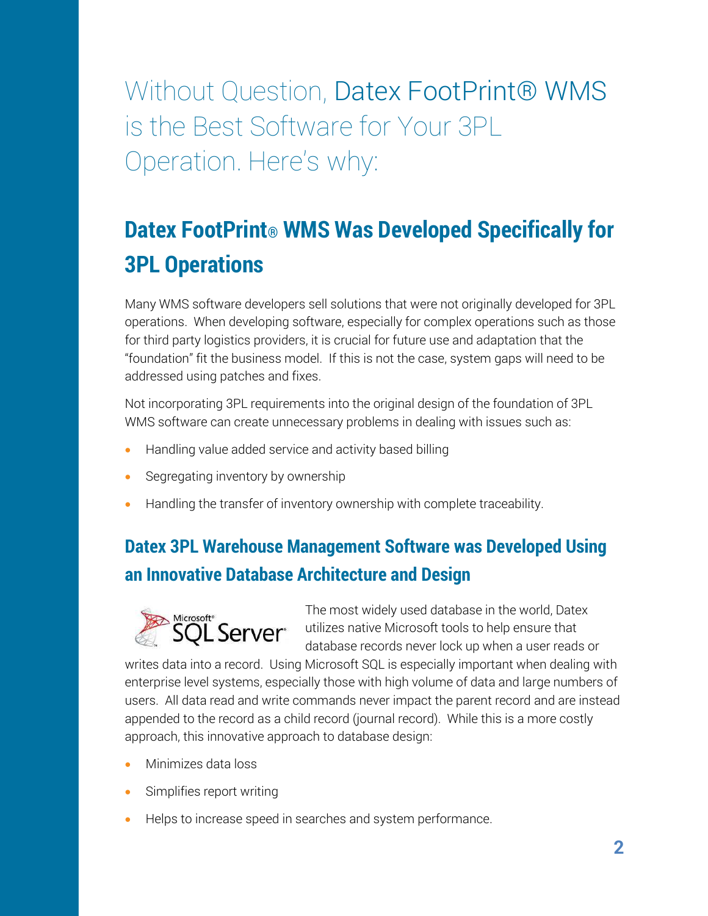# Without Question, Datex FootPrint® WMS is the Best Software for Your 3PL Operation. Here's why:

## Datex FootPrint® WMS Was Developed Specifically for 3PL Operations

Many WMS software developers sell solutions that were not originally developed for 3PL operations. When developing software, especially for complex operations such as those for third party logistics providers, it is crucial for future use and adaptation that the "foundation" fit the business model. If this is not the case, system gaps will need to be addressed using patches and fixes.

Not incorporating 3PL requirements into the original design of the foundation of 3PL WMS software can create unnecessary problems in dealing with issues such as:

- Handling value added service and activity based billing
- Segregating inventory by ownership
- Handling the transfer of inventory ownership with complete traceability.

### Datex 3PL Warehouse Management Software was Developed Using an Innovative Database Architecture and Design

The most widely used database in the world, Datex utilizes native Microsoft tools to help ensure that database records never lock up when a user reads or writes data into a record. Using Microsoft SQL is especially important when dealing with enterprise level systems, especially those with high volume of data and large numbers of users. All data read and write commands never impact the parent record and are instead appended to the record as a child record (journal record). While this is a more costly approach, this innovative approach to database design:

- Minimizes data loss
- Simplifies report writing
- Helps to increase speed in searches and system performance.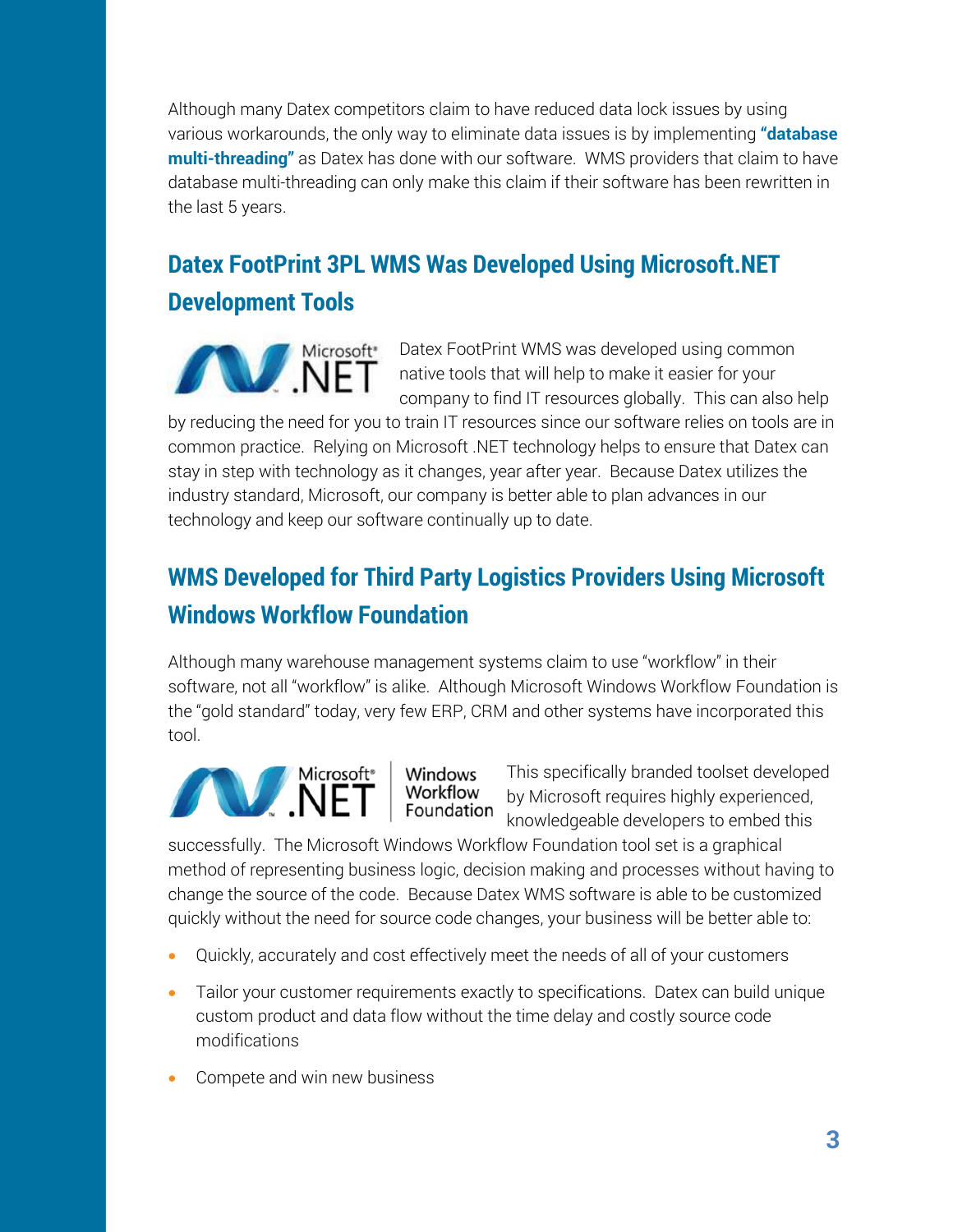Although many Datex competitors claim to have reduced data lock issues by using various workarounds, the only way to eliminate data issues is by implementing **"database multi-threading"** as Datex has done with our software. WMS providers that claim to have database multi-threading can only make this claim if their software has been rewritten in the last 5 years.

## Datex FootPrint 3PL WMS Was Developed Using Microsoft.NET Development Tools

Datex FootPrint WMS was developed using common native tools that will help to make it easier for your company to find IT resources globally. This can also help by reducing the need for you to train IT resources since our software relies on tools are in common practice. Relying on Microsoft .NET technology helps to ensure that Datex can stay in step with technology as it changes, year after year. Because Datex utilizes the industry standard, Microsoft, our company is better able to plan advances in our technology and keep our software continually up to date.

## WMS Developed for Third Party Logistics Providers Using Microsoft Windows Workflow Foundation

Although many warehouse management systems claim to use "workflow" in their software, not all "workflow" is alike. Although Microsoft Windows Workflow Foundation is the "gold standard" today, very few ERP, CRM and other systems have incorporated this tool.

This specifically branded toolset developed by Microsoft requires highly experienced, knowledgeable developers to embed this successfully. The Microsoft Windows Workflow Foundation tool set is a graphical method of representing business logic, decision making and processes without having to change the source of the code. Because Datex WMS software is able to be customized quickly without the need for source code changes, your business will be better able to:

- Quickly, accurately and cost effectively meet the needs of all of your customers
- Tailor your customer requirements exactly to specifications. Datex can build unique custom product and data flow without the time delay and costly source code modifications
- Compete and win new business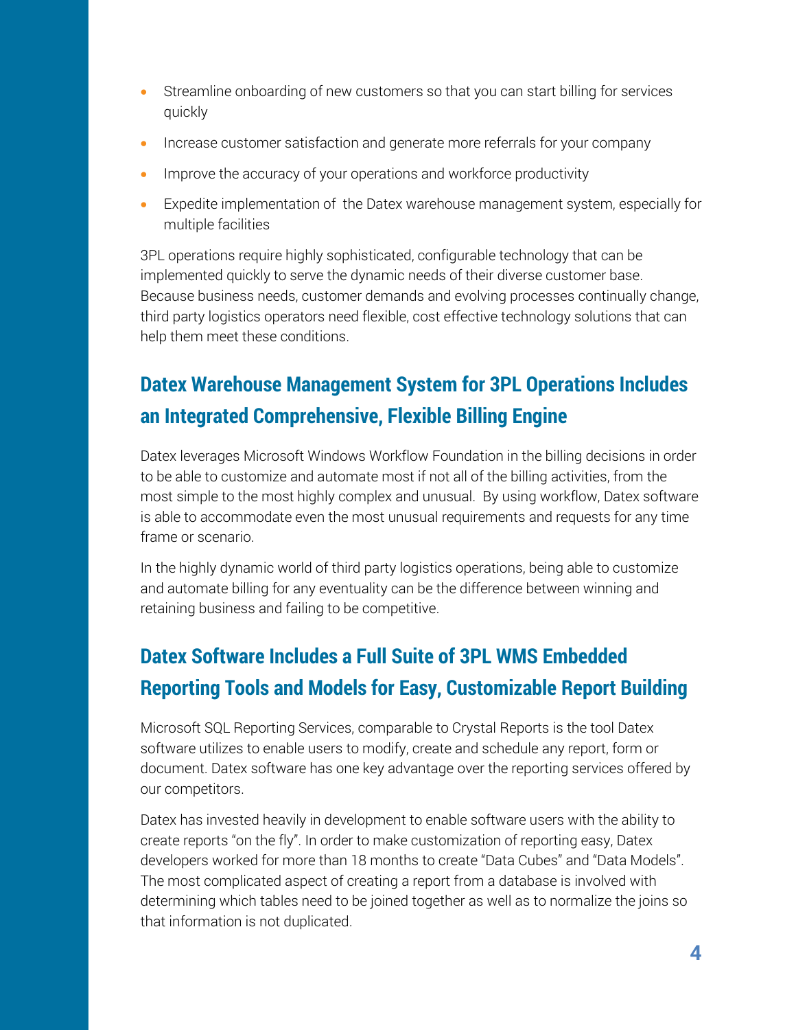- Streamline onboarding of new customers so that you can start billing for services quickly
- Increase customer satisfaction and generate more referrals for your company
- Improve the accuracy of your operations and workforce productivity
- Expedite implementation of the Datex warehouse management system, especially for multiple facilities

3PL operations require highly sophisticated, configurable technology that can be implemented quickly to serve the dynamic needs of their diverse customer base. Because business needs, customer demands and evolving processes continually change, third party logistics operators need flexible, cost effective technology solutions that can help them meet these conditions.

## Datex Warehouse Management System for 3PL Operations Includes an Integrated Comprehensive, Flexible Billing Engine

Datex leverages Microsoft Windows Workflow Foundation in the billing decisions in order to be able to customize and automate most if not all of the billing activities, from the most simple to the most highly complex and unusual. By using workflow, Datex software is able to accommodate even the most unusual requirements and requests for any time frame or scenario.

In the highly dynamic world of third party logistics operations, being able to customize and automate billing for any eventuality can be the difference between winning and retaining business and failing to be competitive.

## Datex Software Includes a Full Suite of 3PL WMS Embedded Reporting Tools and Models for Easy, Customizable Report Building

Microsoft SQL Reporting Services, comparable to Crystal Reports is the tool Datex software utilizes to enable users to modify, create and schedule any report, form or document. Datex software has one key advantage over the reporting services offered by our competitors.

Datex has invested heavily in development to enable software users with the ability to create reports "on the fly". In order to make customization of reporting easy, Datex developers worked for more than 18 months to create "Data Cubes" and "Data Models". The most complicated aspect of creating a report from a database is involved with determining which tables need to be joined together as well as to normalize the joins so that information is not duplicated.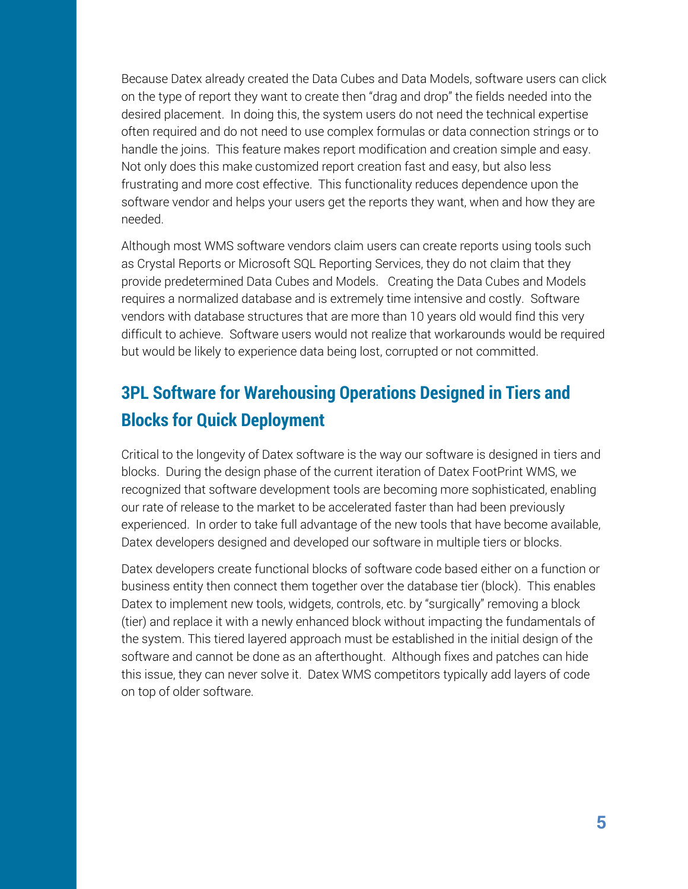Because Datex already created the Data Cubes and Data Models, software users can click on the type of report they want to create then “drag and drop” the fields needed into the desired placement. In doing this, the system users do not need the technical expertise often required and do not need to use complex formulas or data connection strings or to handle the joins. This feature makes report modification and creation simple and easy. Not only does this make customized report creation fast and easy, but also less frustrating and more cost effective. This functionality reduces dependence upon the software vendor and helps your users get the reports they want, when and how they are needed.

Although most WMS software vendors claim users can create reports using tools such as Crystal Reports or Microsoft SQL Reporting Services, they do not claim that they provide predetermined Data Cubes and Models. Creating the Data Cubes and Models requires a normalized database and is extremely time intensive and costly. Software vendors with database structures that are more than 10 years old would find this very difficult to achieve. Software users would not realize that workarounds would be required but would be likely to experience data being lost, corrupted or not committed.

## 3PL Software for Warehousing Operations Designed in Tiers and Blocks for Quick Deployment

Critical to the longevity of Datex software is the way our software is designed in tiers and blocks. During the design phase of the current iteration of Datex FootPrint WMS, we recognized that software development tools are becoming more sophisticated, enabling our rate of release to the market to be accelerated faster than had been previously experienced. In order to take full advantage of the new tools that have become available, Datex developers designed and developed our software in multiple tiers or blocks.

Datex developers create functional blocks of software code based either on a function or business entity then connect them together over the database tier (block). This enables Datex to implement new tools, widgets, controls, etc. by “surgically” removing a block (tier) and replace it with a newly enhanced block without impacting the fundamentals of the system. This tiered layered approach must be established in the initial design of the software and cannot be done as an afterthought. Although fixes and patches can hide this issue, they can never solve it. Datex WMS competitors typically add layers of code on top of older software.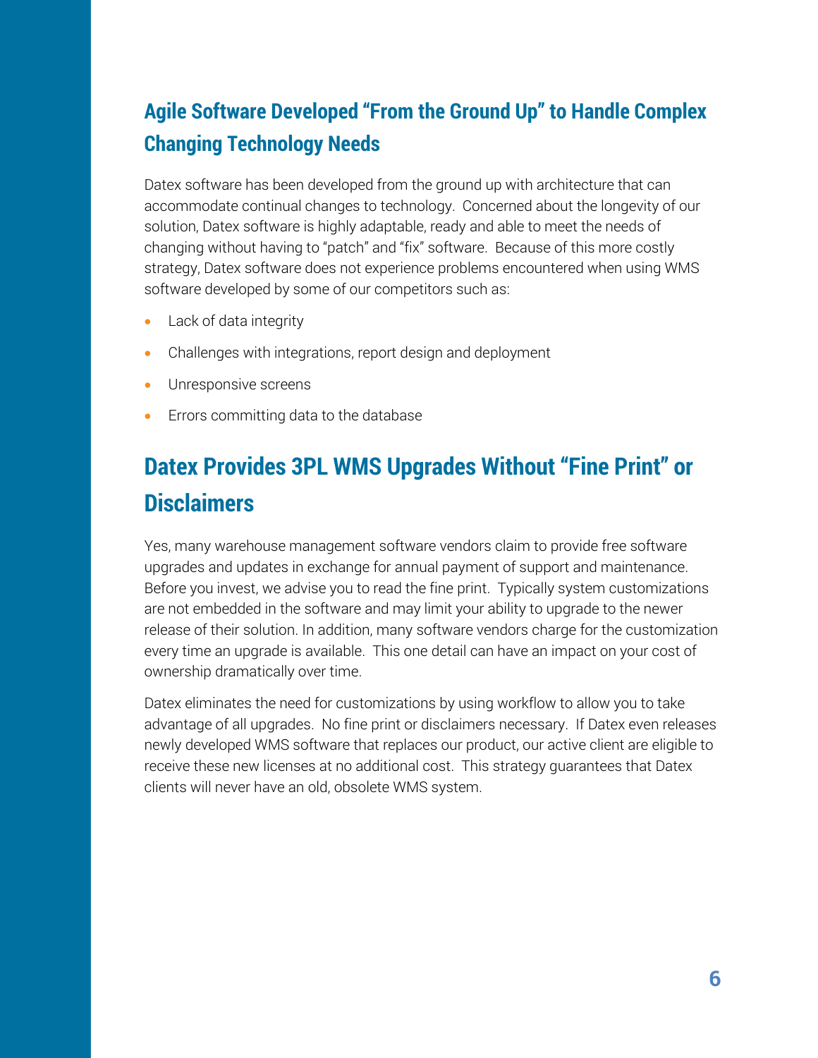## Agile Software Developed "From the Ground Up" to Handle Complex Changing Technology Needs

Datex software has been developed from the ground up with architecture that can accommodate continual changes to technology. Concerned about the longevity of our solution, Datex software is highly adaptable, ready and able to meet the needs of changing without having to "patch" and "fix" software. Because of this more costly strategy, Datex software does not experience problems encountered when using WMS software developed by some of our competitors such as:

- Lack of data integrity
- Challenges with integrations, report design and deployment
- Unresponsive screens
- Errors committing data to the database

## Datex Provides 3PL WMS Upgrades Without "Fine Print" or Disclaimers

Yes, many warehouse management software vendors claim to provide free software upgrades and updates in exchange for annual payment of support and maintenance. Before you invest, we advise you to read the fine print. Typically system customizations are not embedded in the software and may limit your ability to upgrade to the newer release of their solution. In addition, many software vendors charge for the customization every time an upgrade is available. This one detail can have an impact on your cost of ownership dramatically over time.

Datex eliminates the need for customizations by using workflow to allow you to take advantage of all upgrades. No fine print or disclaimers necessary. If Datex even releases newly developed WMS software that replaces our product, our active client are eligible to receive these new licenses at no additional cost. This strategy guarantees that Datex clients will never have an old, obsolete WMS system.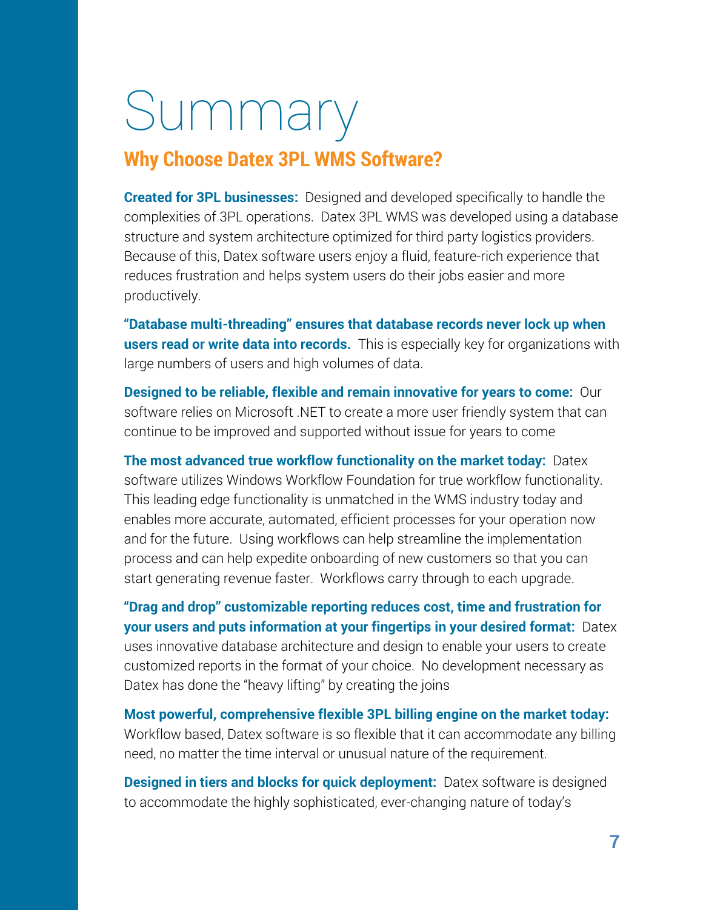# Summary

## Why Choose Datex 3PL WMS Software?

**Created for 3PL businesses:** Designed and developed specifically to handle the complexities of 3PL operations. Datex 3PL WMS was developed using a database structure and system architecture optimized for third party logistics providers. Because of this, Datex software users enjoy a fluid, feature-rich experience that reduces frustration and helps system users do their jobs easier and more productively.

**"Database multi-threading" ensures that database records never lock up when users read or write data into records.** This is especially key for organizations with large numbers of users and high volumes of data.

**Designed to be reliable, flexible and remain innovative for years to come:** Our software relies on Microsoft .NET to create a more user friendly system that can continue to be improved and supported without issue for years to come

**The most advanced true workflow functionality on the market today:** Datex software utilizes Windows Workflow Foundation for true workflow functionality. This leading edge functionality is unmatched in the WMS industry today and enables more accurate, automated, efficient processes for your operation now and for the future. Using workflows can help streamline the implementation process and can help expedite onboarding of new customers so that you can start generating revenue faster. Workflows carry through to each upgrade.

**"Drag and drop" customizable reporting reduces cost, time and frustration for your users and puts information at your fingertips in your desired format:** Datex uses innovative database architecture and design to enable your users to create customized reports in the format of your choice. No development necessary as Datex has done the "heavy lifting" by creating the joins

**Most powerful, comprehensive flexible 3PL billing engine on the market today:** Workflow based, Datex software is so flexible that it can accommodate any billing need, no matter the time interval or unusual nature of the requirement.

**Designed in tiers and blocks for quick deployment:** Datex software is designed to accommodate the highly sophisticated, ever-changing nature of today's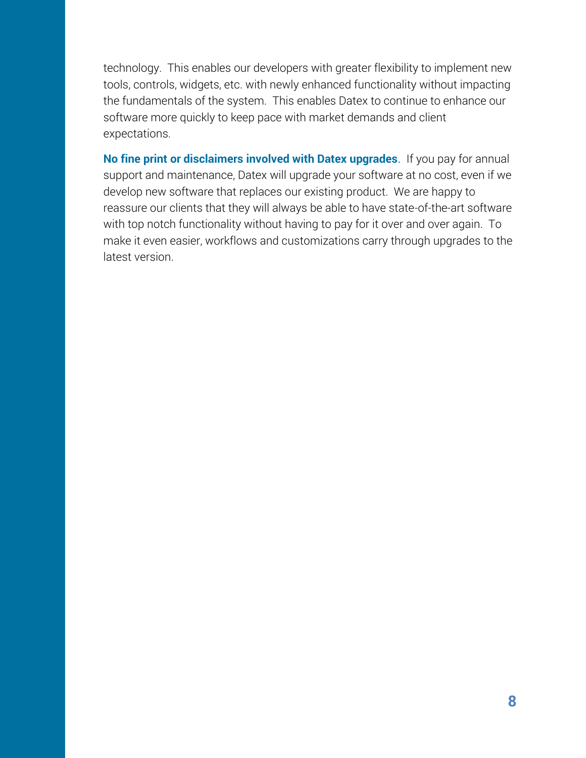technology. This enables our developers with greater flexibility to implement new tools, controls, widgets, etc. with newly enhanced functionality without impacting the fundamentals of the system. This enables Datex to continue to enhance our software more quickly to keep pace with market demands and client expectations.

**No fine print or disclaimers involved with Datex upgrades**. If you pay for annual support and maintenance, Datex will upgrade your software at no cost, even if we develop new software that replaces our existing product. We are happy to reassure our clients that they will always be able to have state-of-the-art software with top notch functionality without having to pay for it over and over again. To make it even easier, workflows and customizations carry through upgrades to the latest version.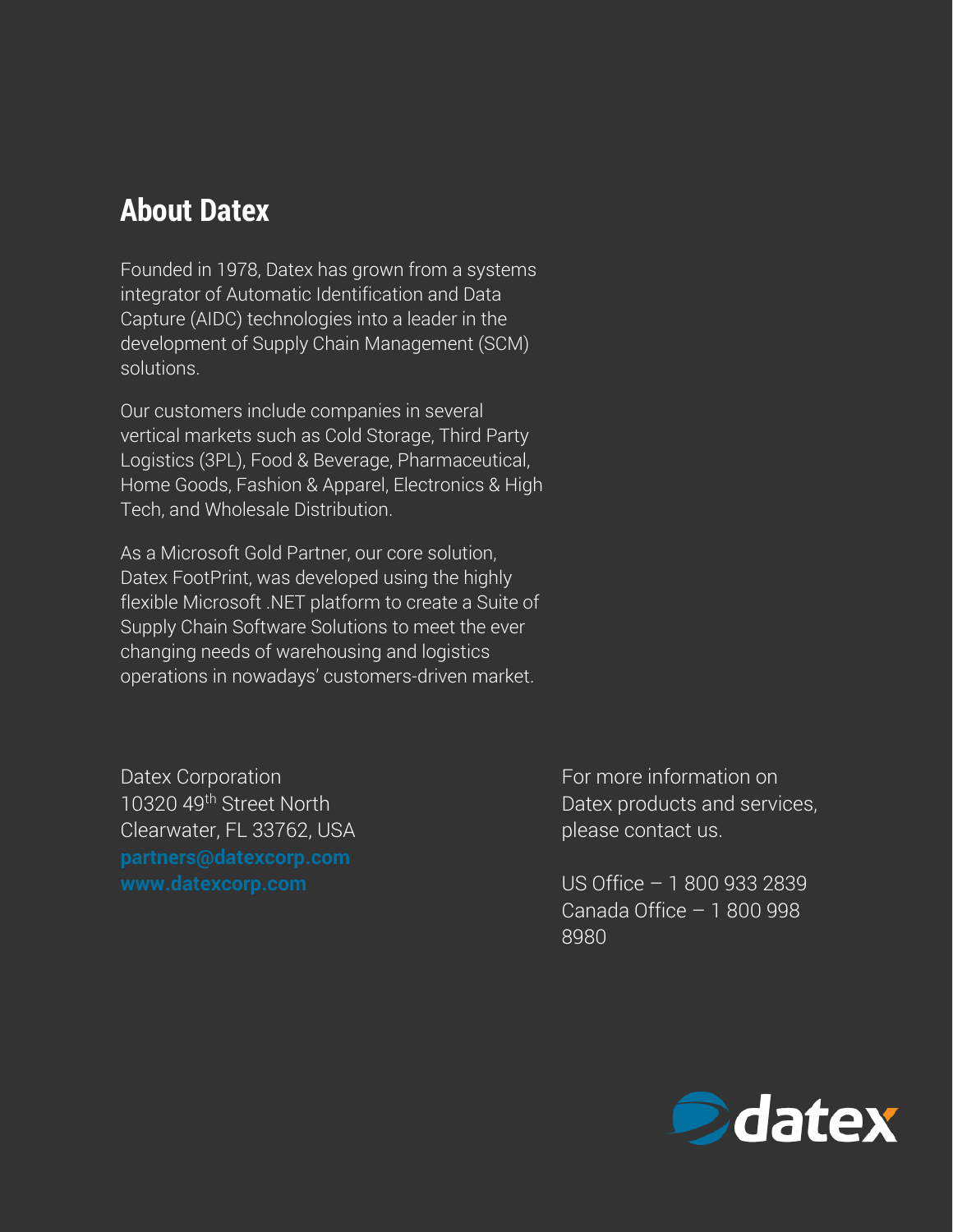## About Datex

Founded in 1978, Datex has grown from a systems integrator of Automatic Identification and Data Capture (AIDC) technologies into a leader in the development of Supply Chain Management (SCM) solutions.

Our customers include companies in several vertical markets such as Cold Storage, Third Party Logistics (3PL), Food & Beverage, Pharmaceutical, Home Goods, Fashion & Apparel, Electronics & High Tech, and Wholesale Distribution.

As a Microsoft Gold Partner, our core solution, Datex FootPrint, was developed using the highly flexible Microsoft .NET platform to create a Suite of Supply Chain Software Solutions to meet the ever changing needs of warehousing and logistics operations in nowadays' customers-driven market.

Datex Corporation
10320 49th Street North
Clearwater, FL 33762, USA
**partners@datexcorp.com**
**www.datexcorp.com**

For more information on Datex products and services, please contact us.

US Office – 1 800 933 2839
Canada Office – 1 800 998 8980